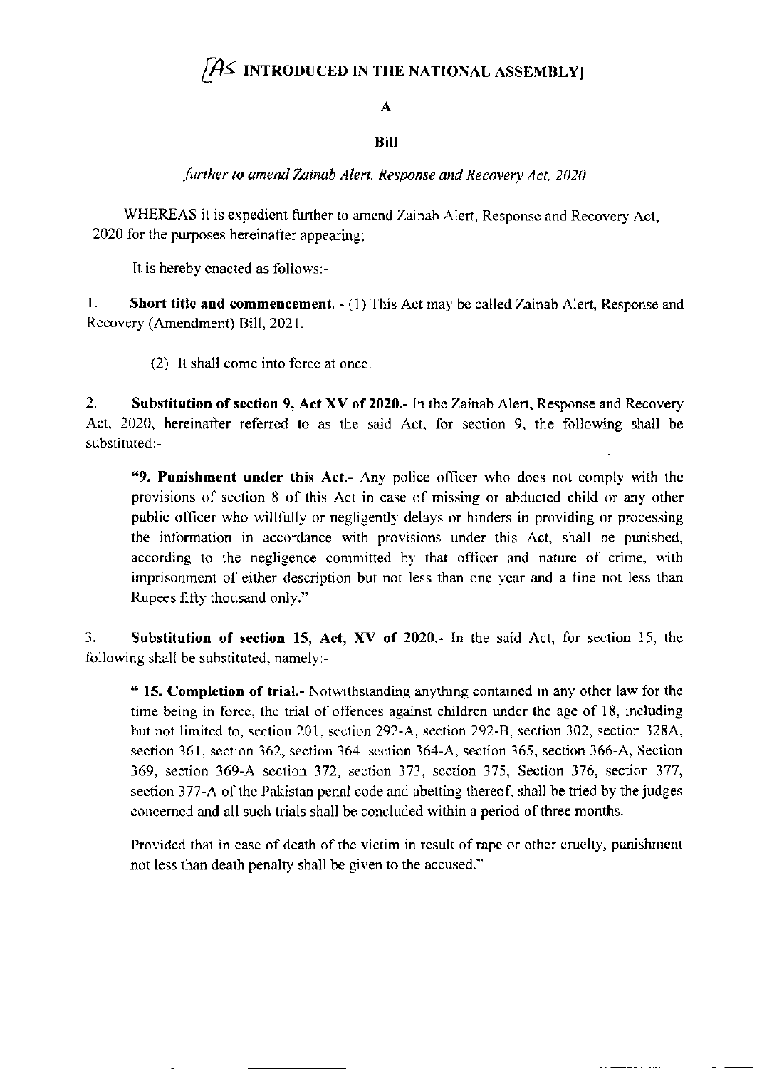# [AS INTRODUCED IN THE NATIONAL ASSEMBLY]

**A**

**Bill**

*further to amend Zainab Alert, Response and Recovery Act, 2020*

WHEREAS it is expedient further to amend Zainab Alert, Response and Recovery Act, 2020 for the purposes hereinafter appearing;

It is hereby enacted as follows:-

1. **Short title and commencement.** - (1) This Act may be called Zainab Alert, Response and Recovery (Amendment) Bill, 2021.

   (2) It shall come into force at once.

2. **Substitution of section 9, Act XV of 2020.**- In the Zainab Alert, Response and Recovery Act, 2020, hereinafter referred to as the said Act, for section 9, the following shall be substituted:-

   "**9. Punishment under this Act.**- Any police officer who does not comply with the provisions of section 8 of this Act in case of missing or abducted child or any other public officer who willfully or negligently delays or hinders in providing or processing the information in accordance with provisions under this Act, shall be punished, according to the negligence committed by that officer and nature of crime, with imprisonment of either description but not less than one year and a fine not less than Rupees fifty thousand only."

3. **Substitution of section 15, Act, XV of 2020.**- In the said Act, for section 15, the following shall be substituted, namely:-

   "**15. Completion of trial.**- Notwithstanding anything contained in any other law for the time being in force, the trial of offences against children under the age of 18, including but not limited to, section 201, section 292-A, section 292-B, section 302, section 328A, section 361, section 362, section 364, section 364-A, section 365, section 366-A, Section 369, section 369-A section 372, section 373, section 375, Section 376, section 377, section 377-A of the Pakistan penal code and abetting thereof, shall be tried by the judges concerned and all such trials shall be concluded within a period of three months.

   Provided that in case of death of the victim in result of rape or other cruelty, punishment not less than death penalty shall be given to the accused."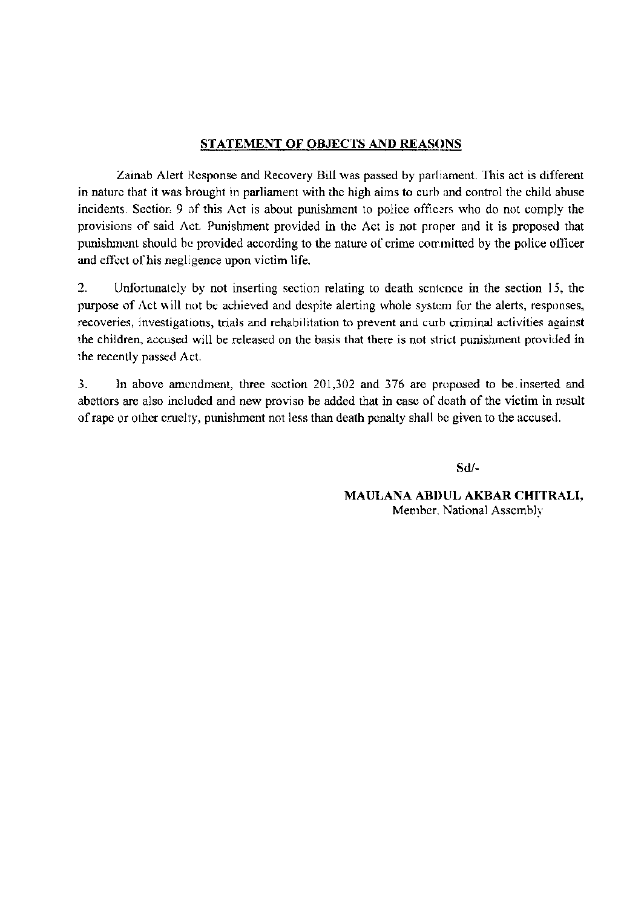## STATEMENT OF OBJECTS AND REASONS

Zainab Alert Response and Recovery Bill was passed by parliament. This act is different in nature that it was brought in parliament with the high aims to curb and control the child abuse incidents. Section 9 of this Act is about punishment to police officers who do not comply the provisions of said Act. Punishment provided in the Act is not proper and it is proposed that punishment should be provided according to the nature of crime committed by the police officer and effect of his negligence upon victim life.

2. Unfortunately by not inserting section relating to death sentence in the section 15, the purpose of Act will not be achieved and despite alerting whole system for the alerts, responses, recoveries, investigations, trials and rehabilitation to prevent and curb criminal activities against the children, accused will be released on the basis that there is not strict punishment provided in the recently passed Act.

3. In above amendment, three section 201,302 and 376 are proposed to be inserted and abettors are also included and new proviso be added that in case of death of the victim in result of rape or other cruelty, punishment not less than death penalty shall be given to the accused.

Sd/-

**MAULANA ABDUL AKBAR CHITRALI,**
Member, National Assembly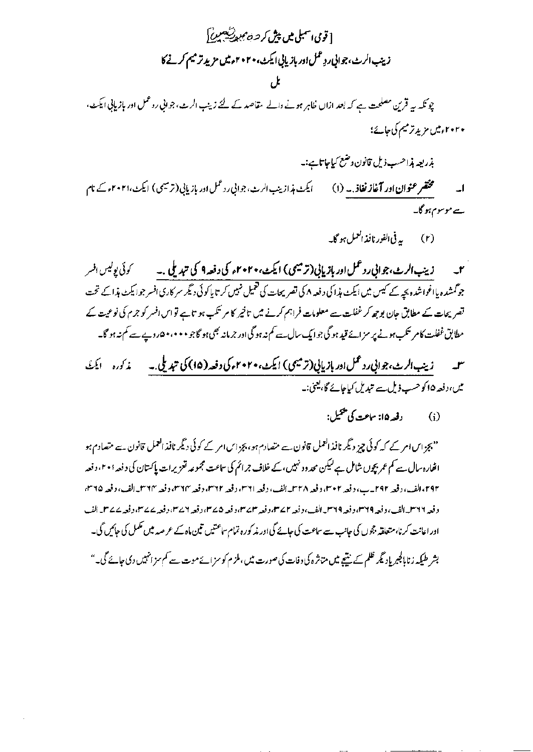[قومی اسمبلی میں پیش کردہ صورت میں]

## زینب الرٹ، جوابی ردِ عمل اور بازیابی ایکٹ، ۲۰۲۰ء میں مزید ترمیم کرنے کا

## بل

چونکہ یہ قرین مصلحت ہے کہ بعد ازاں ظاہر ہونے والے مقاصد کے لئے زینب الرٹ، جوابی ردعمل اور بازیابی ایکٹ، ۲۰۲۰ء میں مزید ترمیم کی جائے؛

بذریعہ ہذا حسب ذیل قانون وضع کیا جاتا ہے:۔

۱۔ **مختصر عنوان اور آغاز نفاذ۔** (۱) ایکٹ ہذا زینب الرٹ، جوابی ردعمل اور بازیابی (ترمیمی) ایکٹ، ۲۰۲۱ء کے نام سے موسوم ہوگا۔

(۲) یہ فی الفور نافذ العمل ہوگا۔

۲۔ **زینب الرٹ، جوابی ردعمل اور بازیابی (ترمیمی) ایکٹ، ۲۰۲۰ء کی دفعہ ۹ کی تبدیلی۔** کوئی پولیس افسر جو گمشدہ یا اغوا شدہ بچے کے کیس میں ایکٹ ہذا کی دفعہ ۸ کی تصریحات کی تعمیل نہیں کرتا یا کوئی دیگر سرکاری افسر جو ایکٹ ہذا کے تحت تصریحات کے مطابق جان بوجھ کر غفلت سے معلومات فراہم کرنے میں تاخیر کا مرتکب ہوتا ہے تو اس افسر کو جرم کی نوعیت کے مطابق غفلت کا مرتکب ہونے پر سزائے قید ہو گی جو ایک سال سے کم نہ ہو گی اور جرمانہ بھی ہو گا جو ۵۰،۰۰۰ روپے سے کم نہ ہو گا۔

۳۔ **زینب الرٹ، جوابی ردعمل اور بازیابی (ترمیمی) ایکٹ، ۲۰۲۰ء کی دفعہ (۱۵) کی تبدیلی۔** مذکورہ ایکٹ میں، دفعہ ۱۵ کو حسب ذیل سے تبدیل کیا جائے گا، یعنی:۔

(i) دفعہ ۱۵: سماعت کی تکمیل:

"بجز اس امر کے کہ کوئی چیز دیگر نافذ العمل قانون سے متصادم ہو، بجز اس امر کے کوئی دیگر نافذ العمل قانون سے متصادم ہو اٹھارہ سال سے کم عمر بچوں شامل ہے لیکن محدود نہیں، کے خلاف جرائم کی سماعت مجموعہ تعزیرات پاکستان کی دفعہ ۲۰۱، دفعہ ۲۹۳، الف، دفعہ ۲۹۲۔ب، دفعہ ۳۰۲، دفعہ ۳۲۸۔الف، دفعہ ۳۶۱، دفعہ ۳۶۲، دفعہ ۳۶۳، دفعہ ۳۶۴۔الف، دفعہ ۳۶۵، دفعہ ۳۶۶۔الف، دفعہ ۳۶۹، دفعہ ۳۶۹۔الف، دفعہ ۳۷۲، دفعہ ۳۷۳، دفعہ ۳۷۵، دفعہ ۳۷۶، دفعہ ۳۷۷، دفعہ ۳۷۷۔الف اور اعانت کرنا، متعلقہ ججوں کی جانب سے سماعت کی جائے گی اور مذکورہ تمام سماعتیں تین ماہ کے عرصہ میں مکمل کی جائیں گی۔

بشرطیکہ زنا بالجبر یا دیگر ظلم کے نتیجے میں متاثرہ کی وفات کی صورت میں، ملزم کو سزائے موت سے کم سزا نہیں دی جائے گی۔"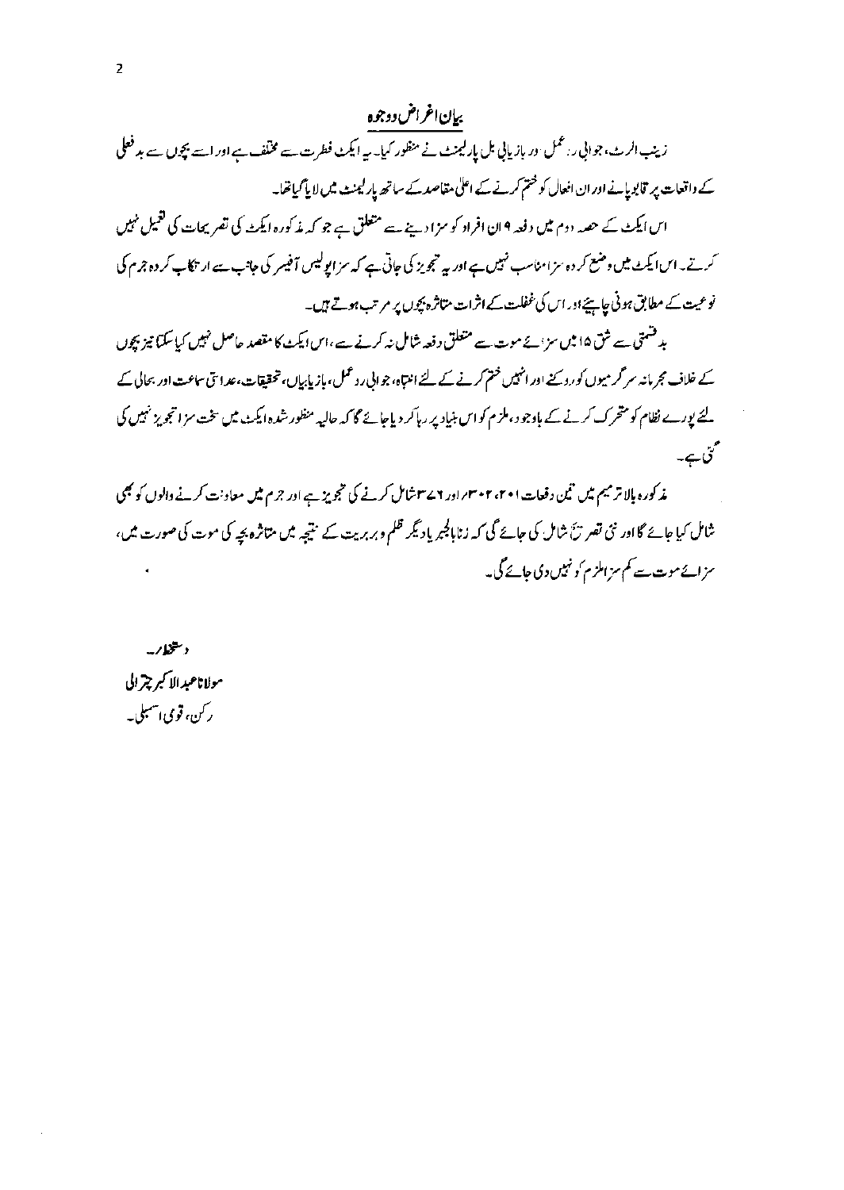## بیان اغراض ووجوہ

زینب الرٹ، جوابی ردعمل اور بازیابی بل پارلیمنٹ نے منظور کیا۔ یہ ایکٹ فطرت سے مختلف ہے اور اسے بچوں سے بد فعلی کے واقعات پر قابو پانے اور ان افعال کو ختم کرنے کے اعلیٰ مقاصد کے ساتھ پارلیمنٹ میں لایا گیا تھا۔

اس ایکٹ کے حصہ دوم میں دفعہ ۹ ان افراد کو سزا دینے سے متعلق ہے جو کہ مذکورہ ایکٹ کی تصریحات کی تعمیل نہیں کرتے۔ اس ایکٹ میں وضع کردہ سزا مناسب نہیں ہے اور یہ تجویز کی جاتی ہے کہ سزا پولیس آفیسر کی جانب سے ارتکاب کردہ جرم کی نوعیت کے مطابق ہونی چاہیے اور اس کی غفلت کے اثرات متاثرہ بچوں پر مرتب ہوتے ہیں۔

بدقسمتی سے شق ۱۵ میں سزائے موت سے متعلق دفعہ شامل نہ کرنے سے، اس ایکٹ کا مقصد حاصل نہیں کیا سکتا نیز بچوں کے خلاف مجرمانہ سرگرمیوں کو روکنے اور انہیں ختم کرنے کے لئے انتباہ، جوابی ردعمل، بازیابیاں، تحقیقات، عدالتی سماعت اور بحالی کے لئے پورے نظام کو متحرک کرنے کے باوجود، ملزم کو اس بنیاد پر رہا کر دیا جائے گا کہ حالیہ منظور شدہ ایکٹ میں سخت سزا تجویز نہیں کی گئی ہے۔

مذکورہ بالا ترمیم میں تین دفعات ۲۰۱، ۳۰۲/۳۰۳ اور ۳۷۶ شامل کرنے کی تجویز ہے اور جرم میں معاونت کرنے والوں کو بھی شامل کیا جائے گا اور نئی تصریح شامل کی جائے گی کہ زنابالجبر یا دیگر ظلم و بربریت کے نتیجہ میں متاثرہ بچہ کی موت کی صورت میں، سزائے موت سے کم سزا ملزم کو نہیں دی جائے گی۔

دستخط۔
مولانا عبدالاکبر چترالی
رکن، قومی اسمبلی۔